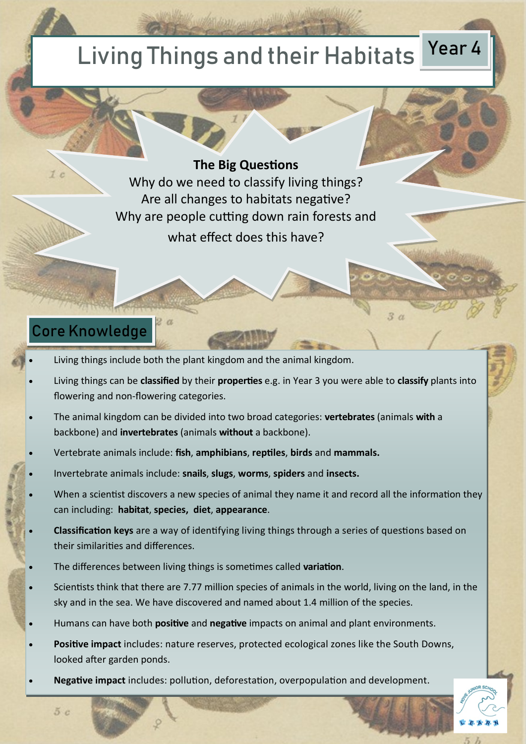# Living Things and their Habitats

Year 4

**The Big Questions**

Why do we need to classify living things?

Are all changes to habitats negative?

Why are people cutting down rain forests and what effect does this have?

## Core Knowledge

- Living things include both the plant kingdom and the animal kingdom.
- Living things can be **classified** by their **properties** e.g. in Year 3 you were able to **classify** plants into flowering and non-flowering categories.
- The animal kingdom can be divided into two broad categories: **vertebrates** (animals **with** a backbone) and **invertebrates** (animals **without** a backbone).
- Vertebrate animals include: **fish**, **amphibians**, **reptiles**, **birds** and **mammals.**
- Invertebrate animals include: **snails**, **slugs**, **worms**, **spiders** and **insects.**
- When a scientist discovers a new species of animal they name it and record all the information they can including: **habitat**, **species**, **diet**, **appearance**.
- **Classification keys** are a way of identifying living things through a series of questions based on their similarities and differences.
- The differences between living things is sometimes called **variation**.
- Scientists think that there are 7.77 million species of animals in the world, living on the land, in the sky and in the sea. We have discovered and named about 1.4 million of the species.
- Humans can have both **positive** and **negative** impacts on animal and plant environments.
- **Positive impact** includes: nature reserves, protected ecological zones like the South Downs, looked after garden ponds.
- **Negative impact** includes: pollution, deforestation, overpopulation and development.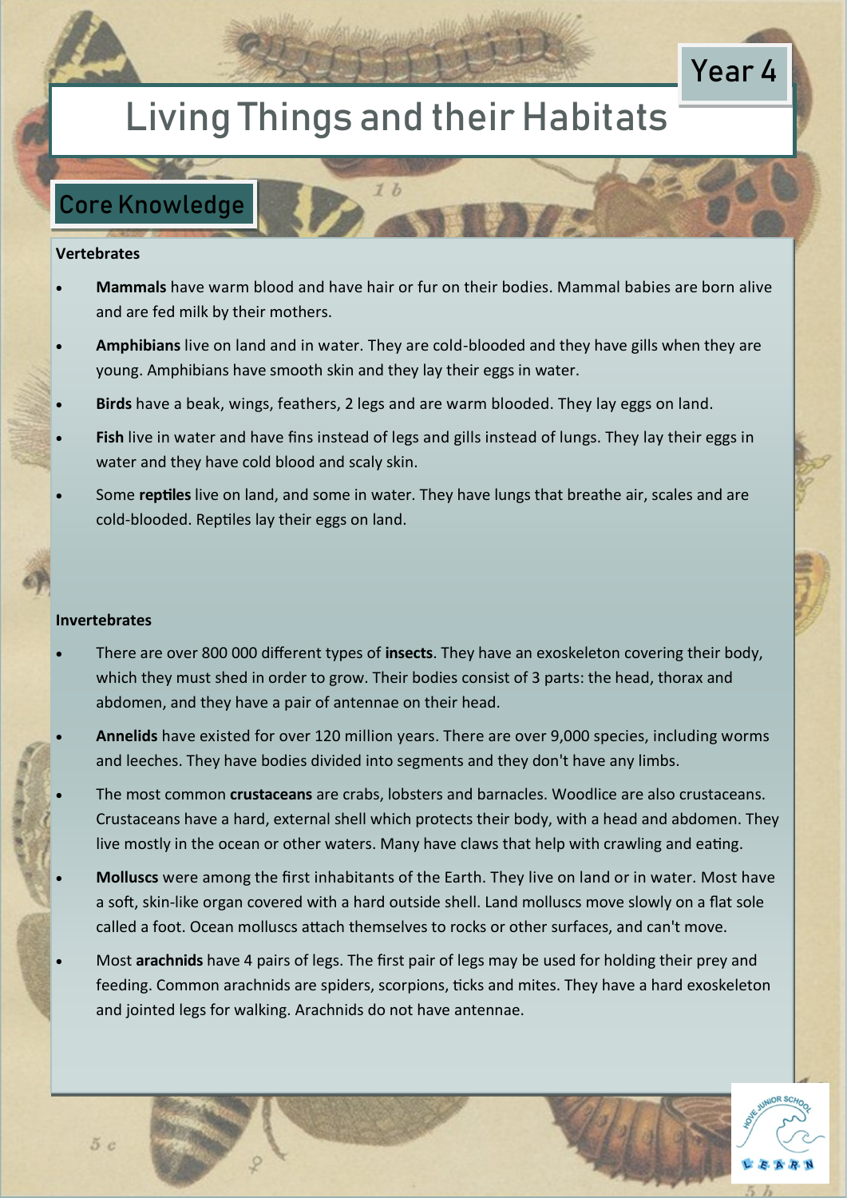Year 4

# Living Things and their Habitats

## Core Knowledge

**Vertebrates**

- **Mammals** have warm blood and have hair or fur on their bodies. Mammal babies are born alive and are fed milk by their mothers.
- **Amphibians** live on land and in water. They are cold-blooded and they have gills when they are young. Amphibians have smooth skin and they lay their eggs in water.
- **Birds** have a beak, wings, feathers, 2 legs and are warm blooded. They lay eggs on land.
- **Fish** live in water and have fins instead of legs and gills instead of lungs. They lay their eggs in water and they have cold blood and scaly skin.
- Some **reptiles** live on land, and some in water. They have lungs that breathe air, scales and are cold-blooded. Reptiles lay their eggs on land.

**Invertebrates**

- There are over 800 000 different types of **insects**. They have an exoskeleton covering their body, which they must shed in order to grow. Their bodies consist of 3 parts: the head, thorax and abdomen, and they have a pair of antennae on their head.
- **Annelids** have existed for over 120 million years. There are over 9,000 species, including worms and leeches. They have bodies divided into segments and they don't have any limbs.
- The most common **crustaceans** are crabs, lobsters and barnacles. Woodlice are also crustaceans. Crustaceans have a hard, external shell which protects their body, with a head and abdomen. They live mostly in the ocean or other waters. Many have claws that help with crawling and eating.
- **Molluscs** were among the first inhabitants of the Earth. They live on land or in water. Most have a soft, skin-like organ covered with a hard outside shell. Land molluscs move slowly on a flat sole called a foot. Ocean molluscs attach themselves to rocks or other surfaces, and can't move.
- Most **arachnids** have 4 pairs of legs. The first pair of legs may be used for holding their prey and feeding. Common arachnids are spiders, scorpions, ticks and mites. They have a hard exoskeleton and jointed legs for walking. Arachnids do not have antennae.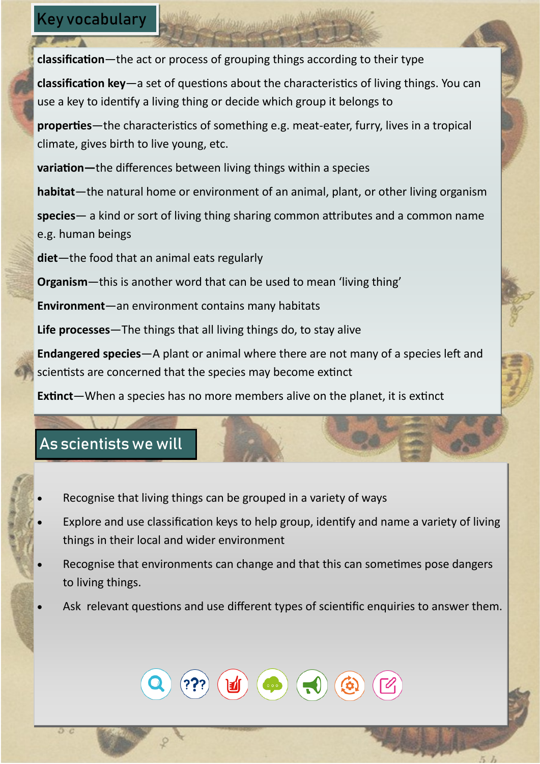## Key vocabulary

**classification**—the act or process of grouping things according to their type

**classification key**—a set of questions about the characteristics of living things. You can use a key to identify a living thing or decide which group it belongs to

**properties**—the characteristics of something e.g. meat-eater, furry, lives in a tropical climate, gives birth to live young, etc.

**variation—**the differences between living things within a species

**habitat**—the natural home or environment of an animal, plant, or other living organism

**species**— a kind or sort of living thing sharing common attributes and a common name e.g. human beings

**diet**—the food that an animal eats regularly

**Organism**—this is another word that can be used to mean 'living thing'

**Environment**—an environment contains many habitats

**Life processes**—The things that all living things do, to stay alive

**Endangered species**—A plant or animal where there are not many of a species left and scientists are concerned that the species may become extinct

**Extinct**—When a species has no more members alive on the planet, it is extinct

## As scientists we will

- Recognise that living things can be grouped in a variety of ways
- Explore and use classification keys to help group, identify and name a variety of living things in their local and wider environment
- Recognise that environments can change and that this can sometimes pose dangers to living things.
- Ask relevant questions and use different types of scientific enquiries to answer them.